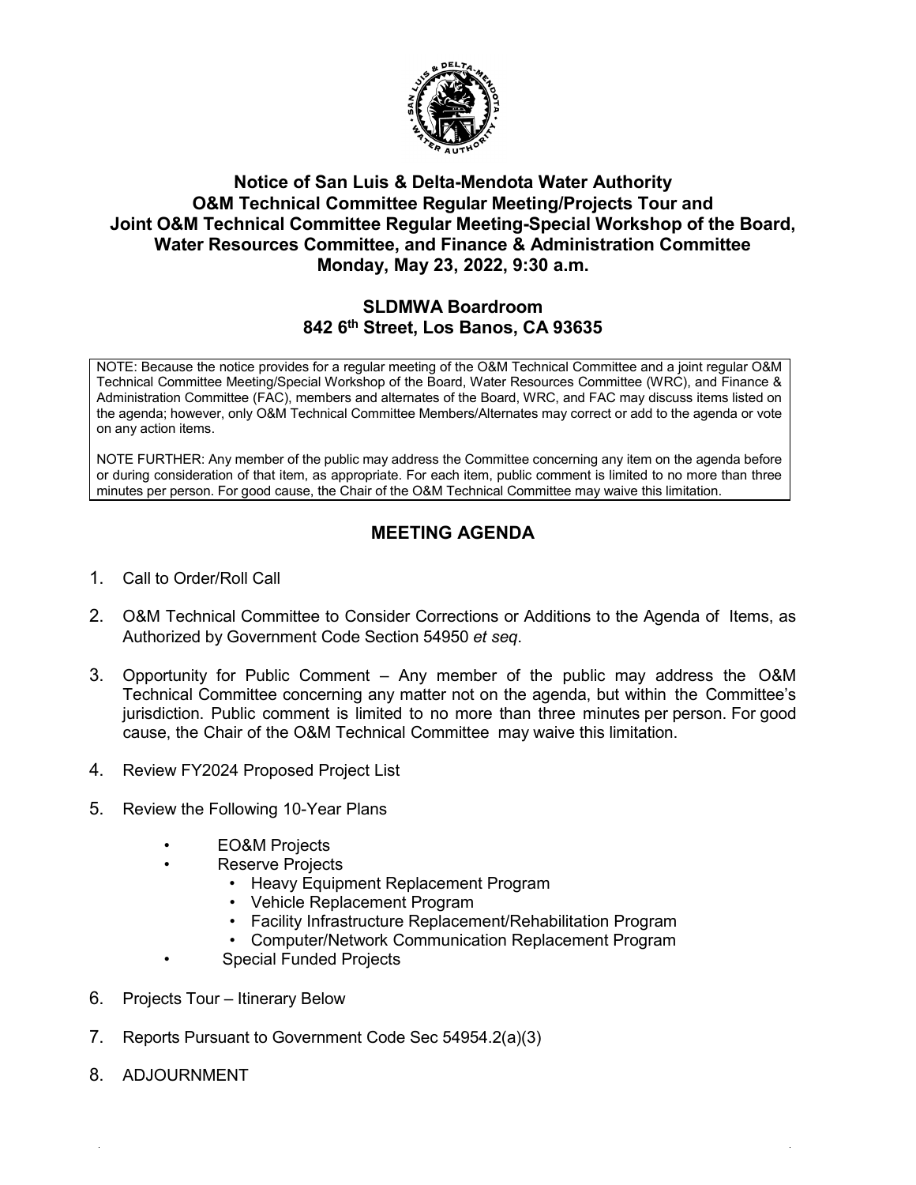# Notice of San Luis & Delta-Mendota Water Authority
# O&M Technical Committee Regular Meeting/Projects Tour and
# Joint O&M Technical Committee Regular Meeting-Special Workshop of the Board, Water Resources Committee, and Finance & Administration Committee
# Monday, May 23, 2022, 9:30 a.m.

## SLDMWA Boardroom
## 842 6th Street, Los Banos, CA 93635

NOTE: Because the notice provides for a regular meeting of the O&M Technical Committee and a joint regular O&M Technical Committee Meeting/Special Workshop of the Board, Water Resources Committee (WRC), and Finance & Administration Committee (FAC), members and alternates of the Board, WRC, and FAC may discuss items listed on the agenda; however, only O&M Technical Committee Members/Alternates may correct or add to the agenda or vote on any action items.

NOTE FURTHER: Any member of the public may address the Committee concerning any item on the agenda before or during consideration of that item, as appropriate. For each item, public comment is limited to no more than three minutes per person. For good cause, the Chair of the O&M Technical Committee may waive this limitation.

## MEETING AGENDA

1. Call to Order/Roll Call
2. O&M Technical Committee to Consider Corrections or Additions to the Agenda of Items, as Authorized by Government Code Section 54950 *et seq*.
3. Opportunity for Public Comment – Any member of the public may address the O&M Technical Committee concerning any matter not on the agenda, but within the Committee's jurisdiction. Public comment is limited to no more than three minutes per person. For good cause, the Chair of the O&M Technical Committee may waive this limitation.
4. Review FY2024 Proposed Project List
5. Review the Following 10-Year Plans
   - EO&M Projects
   - Reserve Projects
     - Heavy Equipment Replacement Program
     - Vehicle Replacement Program
     - Facility Infrastructure Replacement/Rehabilitation Program
     - Computer/Network Communication Replacement Program
   - Special Funded Projects
6. Projects Tour – Itinerary Below
7. Reports Pursuant to Government Code Sec 54954.2(a)(3)
8. ADJOURNMENT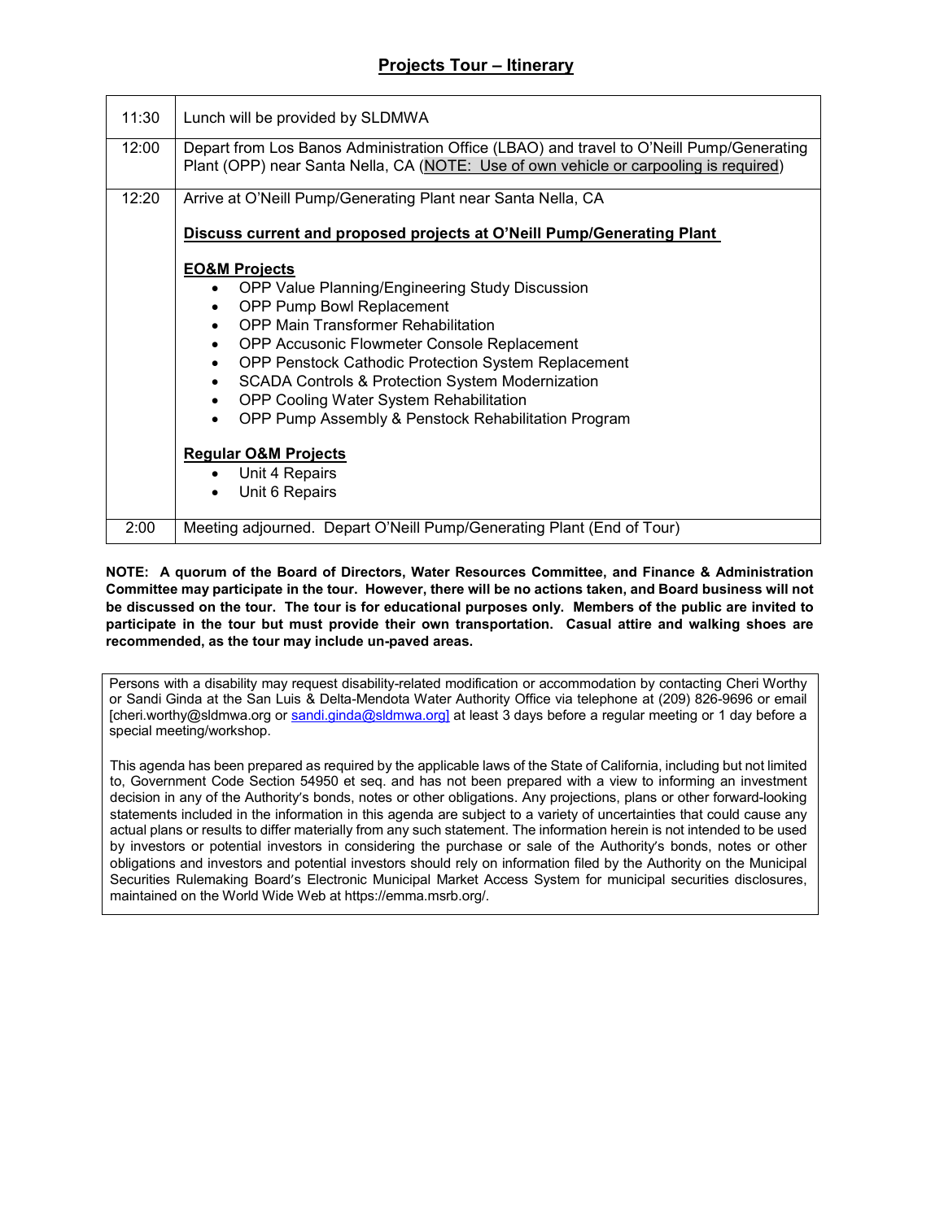## Projects Tour – Itinerary

| | |
|---|---|
| 11:30 | Lunch will be provided by SLDMWA |
| 12:00 | Depart from Los Banos Administration Office (LBAO) and travel to O'Neill Pump/Generating Plant (OPP) near Santa Nella, CA (NOTE: Use of own vehicle or carpooling is required) |
| 12:20 | Arrive at O'Neill Pump/Generating Plant near Santa Nella, CA<br><br>**Discuss current and proposed projects at O'Neill Pump/Generating Plant**<br><br>**EO&M Projects**<br>• OPP Value Planning/Engineering Study Discussion<br>• OPP Pump Bowl Replacement<br>• OPP Main Transformer Rehabilitation<br>• OPP Accusonic Flowmeter Console Replacement<br>• OPP Penstock Cathodic Protection System Replacement<br>• SCADA Controls & Protection System Modernization<br>• OPP Cooling Water System Rehabilitation<br>• OPP Pump Assembly & Penstock Rehabilitation Program<br><br>**Regular O&M Projects**<br>• Unit 4 Repairs<br>• Unit 6 Repairs |
| 2:00 | Meeting adjourned. Depart O'Neill Pump/Generating Plant (End of Tour) |

**NOTE: A quorum of the Board of Directors, Water Resources Committee, and Finance & Administration Committee may participate in the tour. However, there will be no actions taken, and Board business will not be discussed on the tour. The tour is for educational purposes only. Members of the public are invited to participate in the tour but must provide their own transportation. Casual attire and walking shoes are recommended, as the tour may include un-paved areas.**

Persons with a disability may request disability-related modification or accommodation by contacting Cheri Worthy or Sandi Ginda at the San Luis & Delta-Mendota Water Authority Office via telephone at (209) 826-9696 or email [cheri.worthy@sldmwa.org or sandi.ginda@sldmwa.org] at least 3 days before a regular meeting or 1 day before a special meeting/workshop.

This agenda has been prepared as required by the applicable laws of the State of California, including but not limited to, Government Code Section 54950 et seq. and has not been prepared with a view to informing an investment decision in any of the Authority's bonds, notes or other obligations. Any projections, plans or other forward-looking statements included in the information in this agenda are subject to a variety of uncertainties that could cause any actual plans or results to differ materially from any such statement. The information herein is not intended to be used by investors or potential investors in considering the purchase or sale of the Authority's bonds, notes or other obligations and investors and potential investors should rely on information filed by the Authority on the Municipal Securities Rulemaking Board's Electronic Municipal Market Access System for municipal securities disclosures, maintained on the World Wide Web at https://emma.msrb.org/.